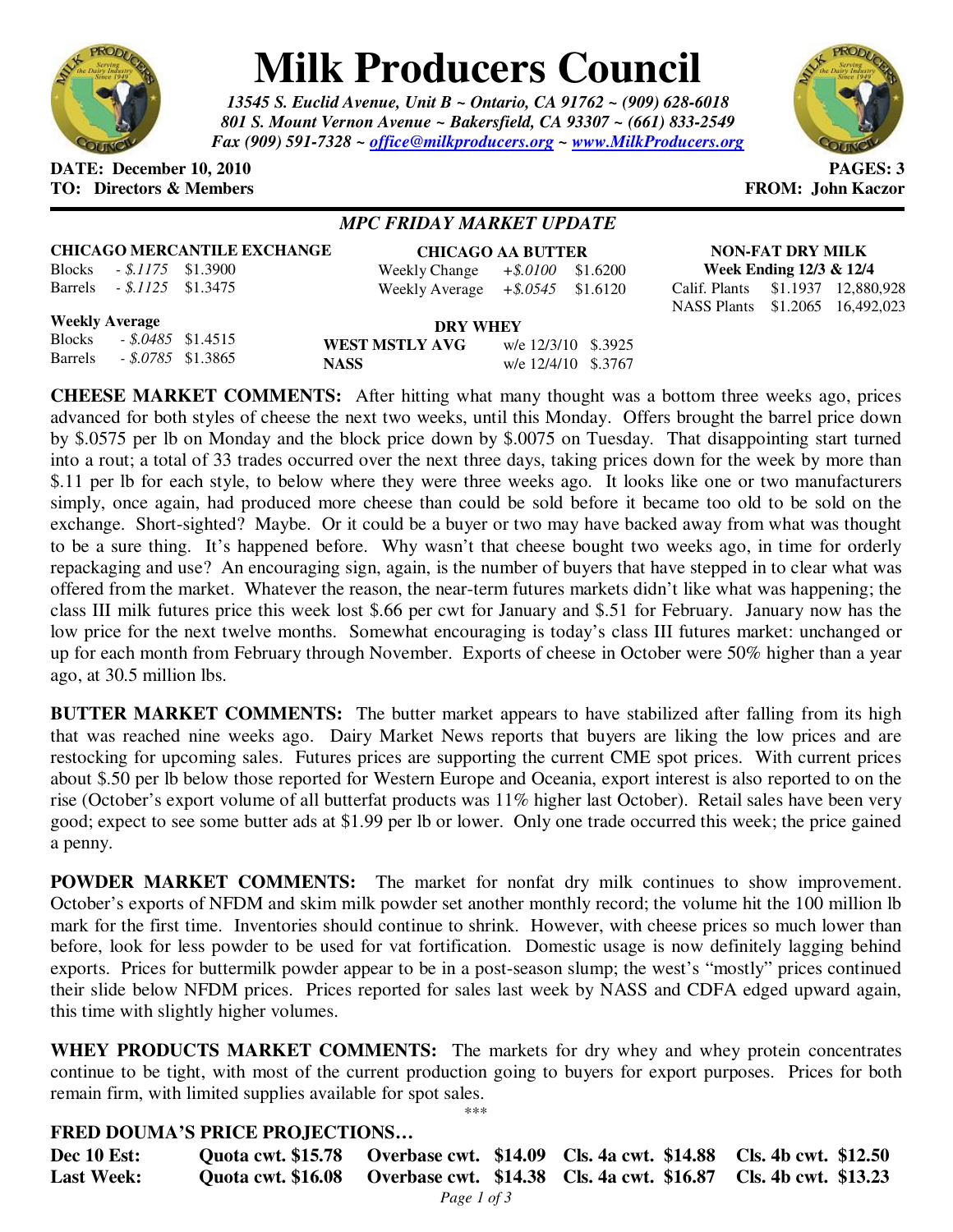# Milk Producers Council

*13545 S. Euclid Avenue, Unit B ~ Ontario, CA 91762 ~ (909) 628-6018*
*801 S. Mount Vernon Avenue ~ Bakersfield, CA 93307 ~ (661) 833-2549*
*Fax (909) 591-7328 ~ office@milkproducers.org ~ www.MilkProducers.org*

**DATE: December 10, 2010** **PAGES: 3**
**TO: Directors & Members** **FROM: John Kaczor**

## *MPC FRIDAY MARKET UPDATE*

**CHICAGO MERCANTILE EXCHANGE**

| | | |
|---|---|---|
| Blocks | *- $.1175* | $1.3900 |
| Barrels | *- $.1125* | $1.3475 |

**Weekly Average**

| | | |
|---|---|---|
| Blocks | *- $.0485* | $1.4515 |
| Barrels | *- $.0785* | $1.3865 |

**CHICAGO AA BUTTER**

| | | |
|---|---|---|
| Weekly Change | *+$.0100* | $1.6200 |
| Weekly Average | *+$.0545* | $1.6120 |

**DRY WHEY**

| | | |
|---|---|---|
| **WEST MSTLY AVG** | w/e 12/3/10 | $.3925 |
| **NASS** | w/e 12/4/10 | $.3767 |

**NON-FAT DRY MILK**
**Week Ending 12/3 & 12/4**

| | | |
|---|---|---|
| Calif. Plants | $1.1937 | 12,880,928 |
| NASS Plants | $1.2065 | 16,492,023 |

**CHEESE MARKET COMMENTS:** After hitting what many thought was a bottom three weeks ago, prices advanced for both styles of cheese the next two weeks, until this Monday. Offers brought the barrel price down by $.0575 per lb on Monday and the block price down by $.0075 on Tuesday. That disappointing start turned into a rout; a total of 33 trades occurred over the next three days, taking prices down for the week by more than $.11 per lb for each style, to below where they were three weeks ago. It looks like one or two manufacturers simply, once again, had produced more cheese than could be sold before it became too old to be sold on the exchange. Short-sighted? Maybe. Or it could be a buyer or two may have backed away from what was thought to be a sure thing. It's happened before. Why wasn't that cheese bought two weeks ago, in time for orderly repackaging and use? An encouraging sign, again, is the number of buyers that have stepped in to clear what was offered from the market. Whatever the reason, the near-term futures markets didn't like what was happening; the class III milk futures price this week lost $.66 per cwt for January and $.51 for February. January now has the low price for the next twelve months. Somewhat encouraging is today's class III futures market: unchanged or up for each month from February through November. Exports of cheese in October were 50% higher than a year ago, at 30.5 million lbs.

**BUTTER MARKET COMMENTS:** The butter market appears to have stabilized after falling from its high that was reached nine weeks ago. Dairy Market News reports that buyers are liking the low prices and are restocking for upcoming sales. Futures prices are supporting the current CME spot prices. With current prices about $.50 per lb below those reported for Western Europe and Oceania, export interest is also reported to on the rise (October's export volume of all butterfat products was 11% higher last October). Retail sales have been very good; expect to see some butter ads at $1.99 per lb or lower. Only one trade occurred this week; the price gained a penny.

**POWDER MARKET COMMENTS:** The market for nonfat dry milk continues to show improvement. October's exports of NFDM and skim milk powder set another monthly record; the volume hit the 100 million lb mark for the first time. Inventories should continue to shrink. However, with cheese prices so much lower than before, look for less powder to be used for vat fortification. Domestic usage is now definitely lagging behind exports. Prices for buttermilk powder appear to be in a post-season slump; the west's "mostly" prices continued their slide below NFDM prices. Prices reported for sales last week by NASS and CDFA edged upward again, this time with slightly higher volumes.

**WHEY PRODUCTS MARKET COMMENTS:** The markets for dry whey and whey protein concentrates continue to be tight, with most of the current production going to buyers for export purposes. Prices for both remain firm, with limited supplies available for spot sales.

\*\*\*

**FRED DOUMA'S PRICE PROJECTIONS…**

| | | | | |
|---|---|---|---|---|
| **Dec 10 Est:** | **Quota cwt. $15.78** | **Overbase cwt. $14.09** | **Cls. 4a cwt. $14.88** | **Cls. 4b cwt. $12.50** |
| **Last Week:** | **Quota cwt. $16.08** | **Overbase cwt. $14.38** | **Cls. 4a cwt. $16.87** | **Cls. 4b cwt. $13.23** |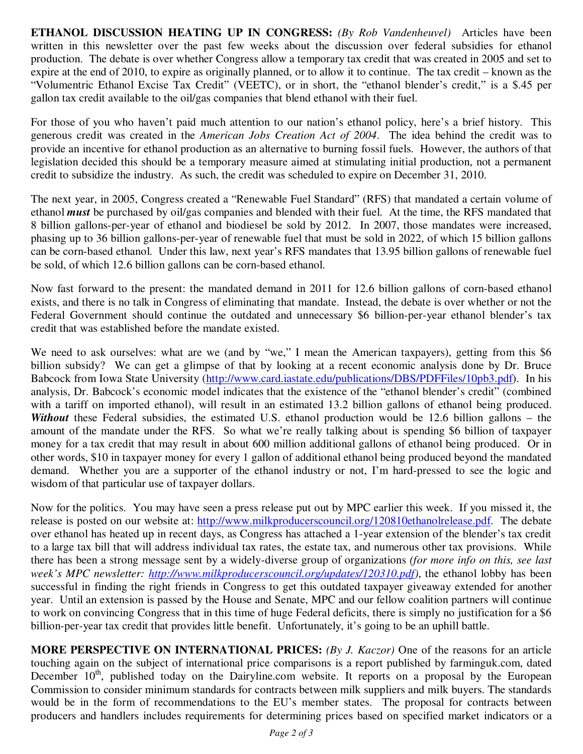**ETHANOL DISCUSSION HEATING UP IN CONGRESS:** *(By Rob Vandenheuvel)* Articles have been written in this newsletter over the past few weeks about the discussion over federal subsidies for ethanol production. The debate is over whether Congress allow a temporary tax credit that was created in 2005 and set to expire at the end of 2010, to expire as originally planned, or to allow it to continue. The tax credit – known as the "Volumentric Ethanol Excise Tax Credit" (VEETC), or in short, the "ethanol blender's credit," is a $.45 per gallon tax credit available to the oil/gas companies that blend ethanol with their fuel.

For those of you who haven't paid much attention to our nation's ethanol policy, here's a brief history. This generous credit was created in the *American Jobs Creation Act of 2004*. The idea behind the credit was to provide an incentive for ethanol production as an alternative to burning fossil fuels. However, the authors of that legislation decided this should be a temporary measure aimed at stimulating initial production, not a permanent credit to subsidize the industry. As such, the credit was scheduled to expire on December 31, 2010.

The next year, in 2005, Congress created a "Renewable Fuel Standard" (RFS) that mandated a certain volume of ethanol ***must*** be purchased by oil/gas companies and blended with their fuel. At the time, the RFS mandated that 8 billion gallons-per-year of ethanol and biodiesel be sold by 2012. In 2007, those mandates were increased, phasing up to 36 billion gallons-per-year of renewable fuel that must be sold in 2022, of which 15 billion gallons can be corn-based ethanol. Under this law, next year's RFS mandates that 13.95 billion gallons of renewable fuel be sold, of which 12.6 billion gallons can be corn-based ethanol.

Now fast forward to the present: the mandated demand in 2011 for 12.6 billion gallons of corn-based ethanol exists, and there is no talk in Congress of eliminating that mandate. Instead, the debate is over whether or not the Federal Government should continue the outdated and unnecessary $6 billion-per-year ethanol blender's tax credit that was established before the mandate existed.

We need to ask ourselves: what are we (and by "we," I mean the American taxpayers), getting from this $6 billion subsidy? We can get a glimpse of that by looking at a recent economic analysis done by Dr. Bruce Babcock from Iowa State University (http://www.card.iastate.edu/publications/DBS/PDFFiles/10pb3.pdf). In his analysis, Dr. Babcock's economic model indicates that the existence of the "ethanol blender's credit" (combined with a tariff on imported ethanol), will result in an estimated 13.2 billion gallons of ethanol being produced. ***Without*** these Federal subsidies, the estimated U.S. ethanol production would be 12.6 billion gallons – the amount of the mandate under the RFS. So what we're really talking about is spending $6 billion of taxpayer money for a tax credit that may result in about 600 million additional gallons of ethanol being produced. Or in other words, $10 in taxpayer money for every 1 gallon of additional ethanol being produced beyond the mandated demand. Whether you are a supporter of the ethanol industry or not, I'm hard-pressed to see the logic and wisdom of that particular use of taxpayer dollars.

Now for the politics. You may have seen a press release put out by MPC earlier this week. If you missed it, the release is posted on our website at: http://www.milkproducerscouncil.org/120810ethanolrelease.pdf. The debate over ethanol has heated up in recent days, as Congress has attached a 1-year extension of the blender's tax credit to a large tax bill that will address individual tax rates, the estate tax, and numerous other tax provisions. While there has been a strong message sent by a widely-diverse group of organizations *(for more info on this, see last week's MPC newsletter: http://www.milkproducerscouncil.org/updates/120310.pdf)*, the ethanol lobby has been successful in finding the right friends in Congress to get this outdated taxpayer giveaway extended for another year. Until an extension is passed by the House and Senate, MPC and our fellow coalition partners will continue to work on convincing Congress that in this time of huge Federal deficits, there is simply no justification for a $6 billion-per-year tax credit that provides little benefit. Unfortunately, it's going to be an uphill battle.

**MORE PERSPECTIVE ON INTERNATIONAL PRICES:** *(By J. Kaczor)* One of the reasons for an article touching again on the subject of international price comparisons is a report published by farminguk.com, dated December 10th, published today on the Dairyline.com website. It reports on a proposal by the European Commission to consider minimum standards for contracts between milk suppliers and milk buyers. The standards would be in the form of recommendations to the EU's member states. The proposal for contracts between producers and handlers includes requirements for determining prices based on specified market indicators or a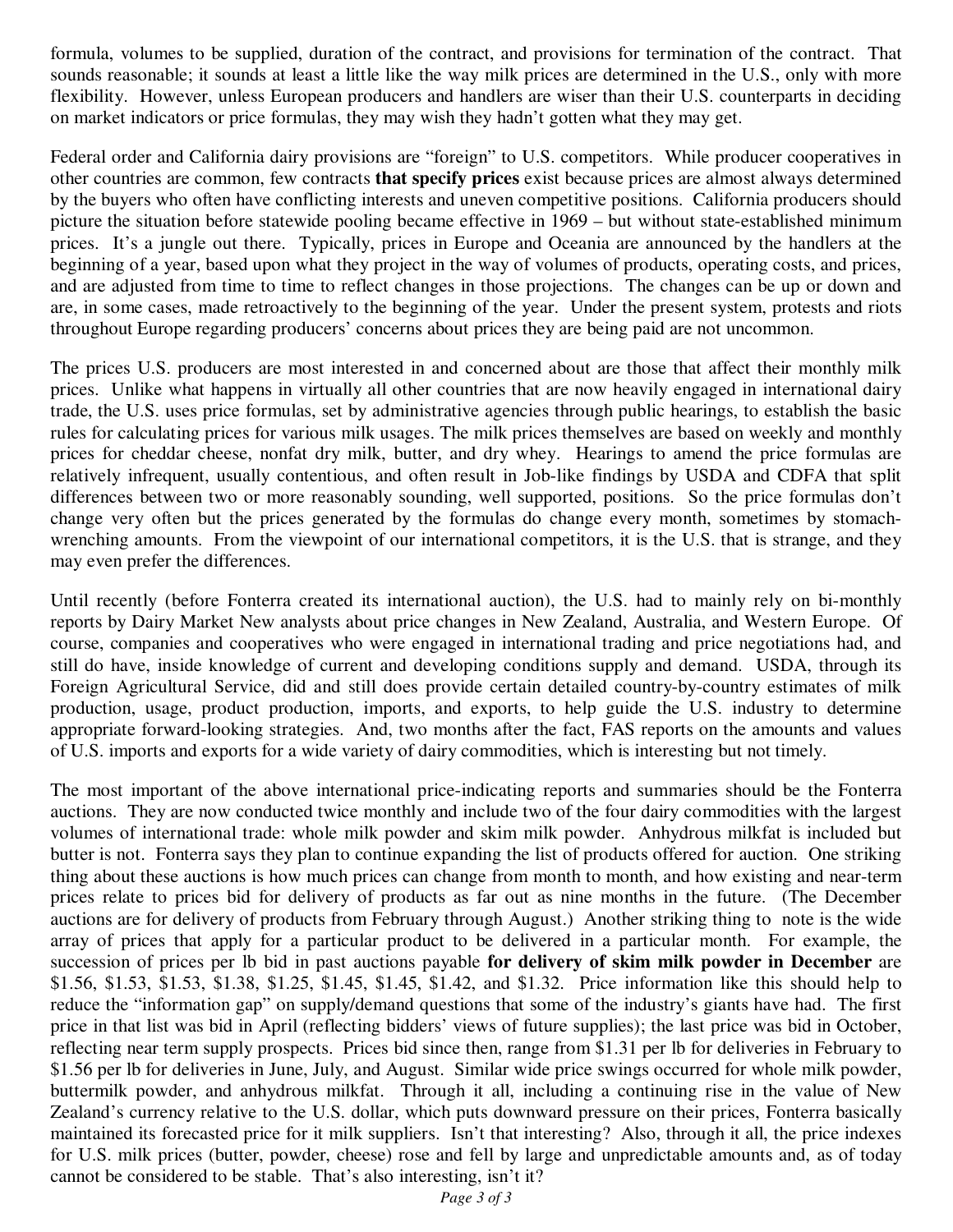formula, volumes to be supplied, duration of the contract, and provisions for termination of the contract. That sounds reasonable; it sounds at least a little like the way milk prices are determined in the U.S., only with more flexibility. However, unless European producers and handlers are wiser than their U.S. counterparts in deciding on market indicators or price formulas, they may wish they hadn't gotten what they may get.

Federal order and California dairy provisions are "foreign" to U.S. competitors. While producer cooperatives in other countries are common, few contracts **that specify prices** exist because prices are almost always determined by the buyers who often have conflicting interests and uneven competitive positions. California producers should picture the situation before statewide pooling became effective in 1969 – but without state-established minimum prices. It's a jungle out there. Typically, prices in Europe and Oceania are announced by the handlers at the beginning of a year, based upon what they project in the way of volumes of products, operating costs, and prices, and are adjusted from time to time to reflect changes in those projections. The changes can be up or down and are, in some cases, made retroactively to the beginning of the year. Under the present system, protests and riots throughout Europe regarding producers' concerns about prices they are being paid are not uncommon.

The prices U.S. producers are most interested in and concerned about are those that affect their monthly milk prices. Unlike what happens in virtually all other countries that are now heavily engaged in international dairy trade, the U.S. uses price formulas, set by administrative agencies through public hearings, to establish the basic rules for calculating prices for various milk usages. The milk prices themselves are based on weekly and monthly prices for cheddar cheese, nonfat dry milk, butter, and dry whey. Hearings to amend the price formulas are relatively infrequent, usually contentious, and often result in Job-like findings by USDA and CDFA that split differences between two or more reasonably sounding, well supported, positions. So the price formulas don't change very often but the prices generated by the formulas do change every month, sometimes by stomach-wrenching amounts. From the viewpoint of our international competitors, it is the U.S. that is strange, and they may even prefer the differences.

Until recently (before Fonterra created its international auction), the U.S. had to mainly rely on bi-monthly reports by Dairy Market New analysts about price changes in New Zealand, Australia, and Western Europe. Of course, companies and cooperatives who were engaged in international trading and price negotiations had, and still do have, inside knowledge of current and developing conditions supply and demand. USDA, through its Foreign Agricultural Service, did and still does provide certain detailed country-by-country estimates of milk production, usage, product production, imports, and exports, to help guide the U.S. industry to determine appropriate forward-looking strategies. And, two months after the fact, FAS reports on the amounts and values of U.S. imports and exports for a wide variety of dairy commodities, which is interesting but not timely.

The most important of the above international price-indicating reports and summaries should be the Fonterra auctions. They are now conducted twice monthly and include two of the four dairy commodities with the largest volumes of international trade: whole milk powder and skim milk powder. Anhydrous milkfat is included but butter is not. Fonterra says they plan to continue expanding the list of products offered for auction. One striking thing about these auctions is how much prices can change from month to month, and how existing and near-term prices relate to prices bid for delivery of products as far out as nine months in the future. (The December auctions are for delivery of products from February through August.) Another striking thing to note is the wide array of prices that apply for a particular product to be delivered in a particular month. For example, the succession of prices per lb bid in past auctions payable **for delivery of skim milk powder in December** are $1.56, $1.53, $1.53, $1.38, $1.25, $1.45, $1.45, $1.42, and $1.32. Price information like this should help to reduce the "information gap" on supply/demand questions that some of the industry's giants have had. The first price in that list was bid in April (reflecting bidders' views of future supplies); the last price was bid in October, reflecting near term supply prospects. Prices bid since then, range from $1.31 per lb for deliveries in February to $1.56 per lb for deliveries in June, July, and August. Similar wide price swings occurred for whole milk powder, buttermilk powder, and anhydrous milkfat. Through it all, including a continuing rise in the value of New Zealand's currency relative to the U.S. dollar, which puts downward pressure on their prices, Fonterra basically maintained its forecasted price for it milk suppliers. Isn't that interesting? Also, through it all, the price indexes for U.S. milk prices (butter, powder, cheese) rose and fell by large and unpredictable amounts and, as of today cannot be considered to be stable. That's also interesting, isn't it?